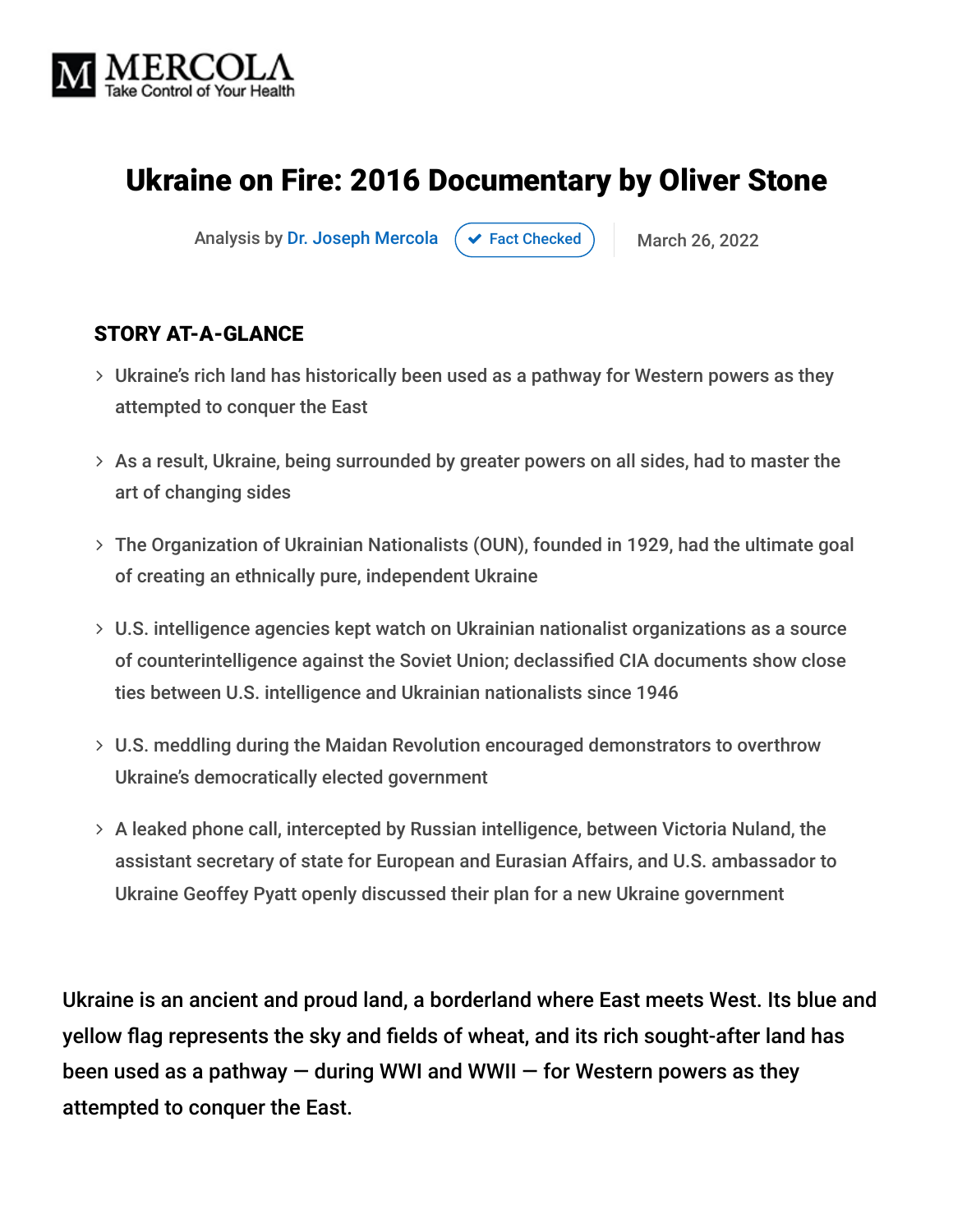MERCOLA
Take Control of Your Health

# Ukraine on Fire: 2016 Documentary by Oliver Stone

Analysis by Dr. Joseph Mercola ✔ Fact Checked | March 26, 2022

## STORY AT-A-GLANCE

- Ukraine's rich land has historically been used as a pathway for Western powers as they attempted to conquer the East
- As a result, Ukraine, being surrounded by greater powers on all sides, had to master the art of changing sides
- The Organization of Ukrainian Nationalists (OUN), founded in 1929, had the ultimate goal of creating an ethnically pure, independent Ukraine
- U.S. intelligence agencies kept watch on Ukrainian nationalist organizations as a source of counterintelligence against the Soviet Union; declassified CIA documents show close ties between U.S. intelligence and Ukrainian nationalists since 1946
- U.S. meddling during the Maidan Revolution encouraged demonstrators to overthrow Ukraine's democratically elected government
- A leaked phone call, intercepted by Russian intelligence, between Victoria Nuland, the assistant secretary of state for European and Eurasian Affairs, and U.S. ambassador to Ukraine Geoffey Pyatt openly discussed their plan for a new Ukraine government

Ukraine is an ancient and proud land, a borderland where East meets West. Its blue and yellow flag represents the sky and fields of wheat, and its rich sought-after land has been used as a pathway — during WWI and WWII — for Western powers as they attempted to conquer the East.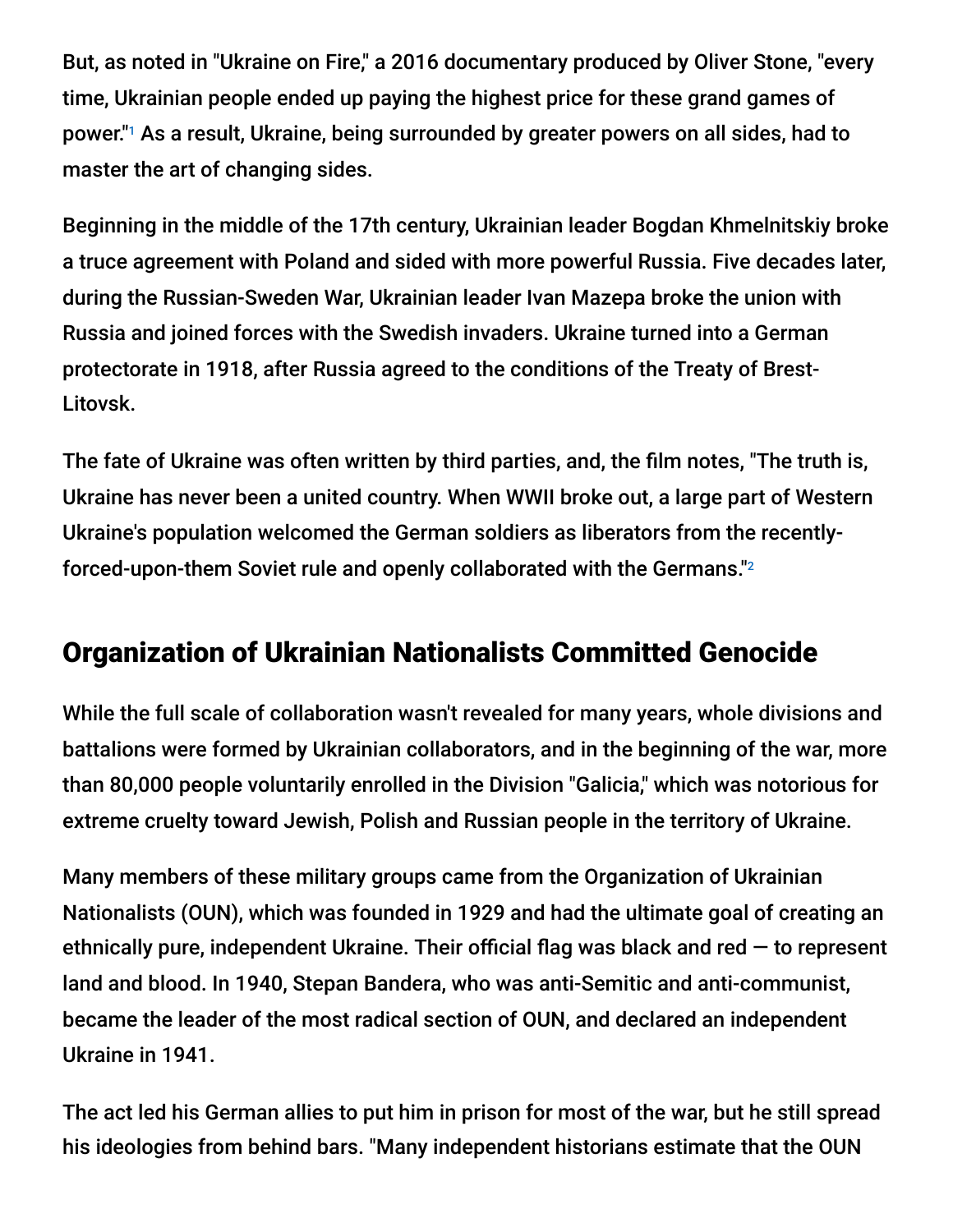But, as noted in "Ukraine on Fire," a 2016 documentary produced by Oliver Stone, "every time, Ukrainian people ended up paying the highest price for these grand games of power."[1] As a result, Ukraine, being surrounded by greater powers on all sides, had to master the art of changing sides.

Beginning in the middle of the 17th century, Ukrainian leader Bogdan Khmelnitskiy broke a truce agreement with Poland and sided with more powerful Russia. Five decades later, during the Russian-Sweden War, Ukrainian leader Ivan Mazepa broke the union with Russia and joined forces with the Swedish invaders. Ukraine turned into a German protectorate in 1918, after Russia agreed to the conditions of the Treaty of Brest-Litovsk.

The fate of Ukraine was often written by third parties, and, the film notes, "The truth is, Ukraine has never been a united country. When WWII broke out, a large part of Western Ukraine's population welcomed the German soldiers as liberators from the recently-forced-upon-them Soviet rule and openly collaborated with the Germans."[2]

## Organization of Ukrainian Nationalists Committed Genocide

While the full scale of collaboration wasn't revealed for many years, whole divisions and battalions were formed by Ukrainian collaborators, and in the beginning of the war, more than 80,000 people voluntarily enrolled in the Division "Galicia," which was notorious for extreme cruelty toward Jewish, Polish and Russian people in the territory of Ukraine.

Many members of these military groups came from the Organization of Ukrainian Nationalists (OUN), which was founded in 1929 and had the ultimate goal of creating an ethnically pure, independent Ukraine. Their official flag was black and red — to represent land and blood. In 1940, Stepan Bandera, who was anti-Semitic and anti-communist, became the leader of the most radical section of OUN, and declared an independent Ukraine in 1941.

The act led his German allies to put him in prison for most of the war, but he still spread his ideologies from behind bars. "Many independent historians estimate that the OUN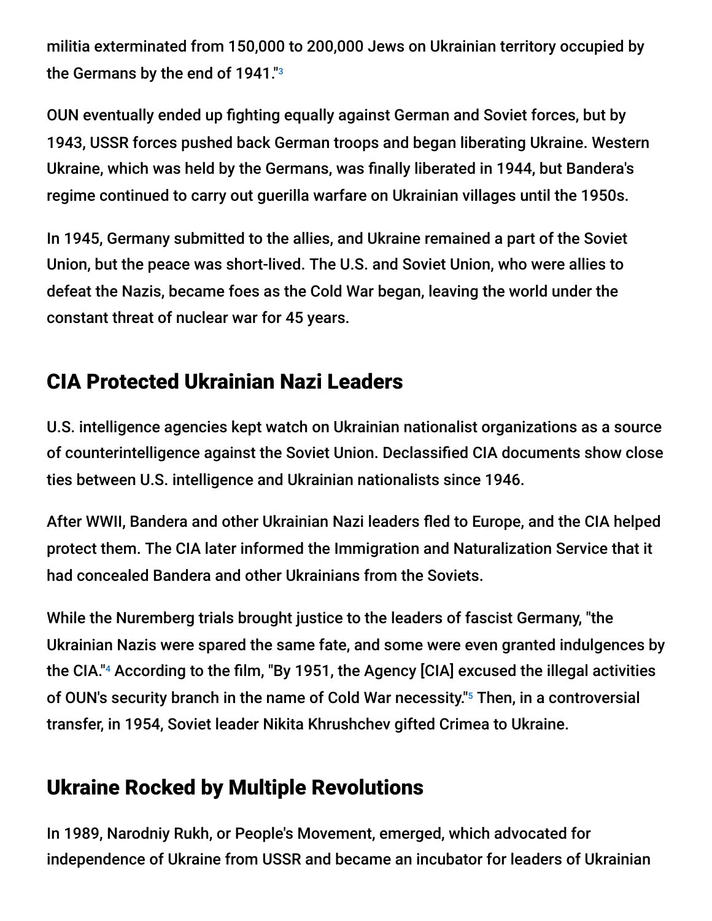militia exterminated from 150,000 to 200,000 Jews on Ukrainian territory occupied by the Germans by the end of 1941."[3]

OUN eventually ended up fighting equally against German and Soviet forces, but by 1943, USSR forces pushed back German troops and began liberating Ukraine. Western Ukraine, which was held by the Germans, was finally liberated in 1944, but Bandera's regime continued to carry out guerilla warfare on Ukrainian villages until the 1950s.

In 1945, Germany submitted to the allies, and Ukraine remained a part of the Soviet Union, but the peace was short-lived. The U.S. and Soviet Union, who were allies to defeat the Nazis, became foes as the Cold War began, leaving the world under the constant threat of nuclear war for 45 years.

## CIA Protected Ukrainian Nazi Leaders

U.S. intelligence agencies kept watch on Ukrainian nationalist organizations as a source of counterintelligence against the Soviet Union. Declassified CIA documents show close ties between U.S. intelligence and Ukrainian nationalists since 1946.

After WWII, Bandera and other Ukrainian Nazi leaders fled to Europe, and the CIA helped protect them. The CIA later informed the Immigration and Naturalization Service that it had concealed Bandera and other Ukrainians from the Soviets.

While the Nuremberg trials brought justice to the leaders of fascist Germany, "the Ukrainian Nazis were spared the same fate, and some were even granted indulgences by the CIA."[4] According to the film, "By 1951, the Agency [CIA] excused the illegal activities of OUN's security branch in the name of Cold War necessity."[5] Then, in a controversial transfer, in 1954, Soviet leader Nikita Khrushchev gifted Crimea to Ukraine.

## Ukraine Rocked by Multiple Revolutions

In 1989, Narodniy Rukh, or People's Movement, emerged, which advocated for independence of Ukraine from USSR and became an incubator for leaders of Ukrainian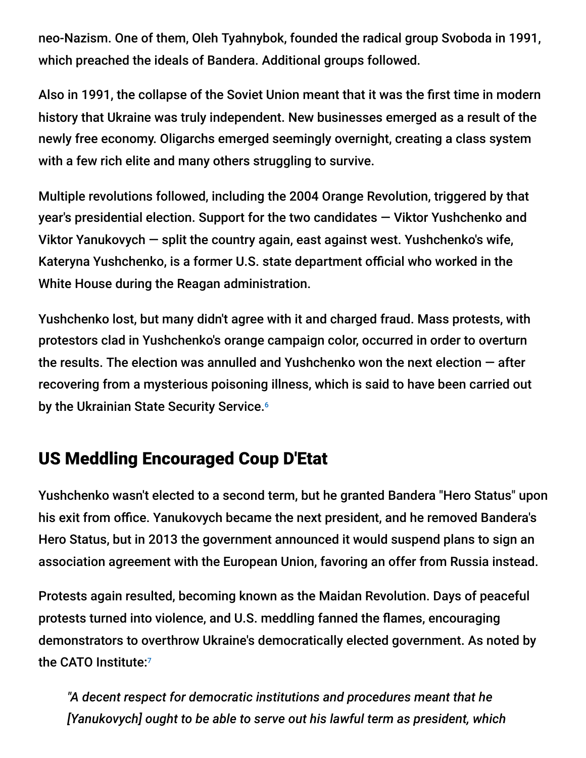neo-Nazism. One of them, Oleh Tyahnybok, founded the radical group Svoboda in 1991, which preached the ideals of Bandera. Additional groups followed.

Also in 1991, the collapse of the Soviet Union meant that it was the first time in modern history that Ukraine was truly independent. New businesses emerged as a result of the newly free economy. Oligarchs emerged seemingly overnight, creating a class system with a few rich elite and many others struggling to survive.

Multiple revolutions followed, including the 2004 Orange Revolution, triggered by that year's presidential election. Support for the two candidates — Viktor Yushchenko and Viktor Yanukovych — split the country again, east against west. Yushchenko's wife, Kateryna Yushchenko, is a former U.S. state department official who worked in the White House during the Reagan administration.

Yushchenko lost, but many didn't agree with it and charged fraud. Mass protests, with protestors clad in Yushchenko's orange campaign color, occurred in order to overturn the results. The election was annulled and Yushchenko won the next election — after recovering from a mysterious poisoning illness, which is said to have been carried out by the Ukrainian State Security Service.[6]

## US Meddling Encouraged Coup D'Etat

Yushchenko wasn't elected to a second term, but he granted Bandera "Hero Status" upon his exit from office. Yanukovych became the next president, and he removed Bandera's Hero Status, but in 2013 the government announced it would suspend plans to sign an association agreement with the European Union, favoring an offer from Russia instead.

Protests again resulted, becoming known as the Maidan Revolution. Days of peaceful protests turned into violence, and U.S. meddling fanned the flames, encouraging demonstrators to overthrow Ukraine's democratically elected government. As noted by the CATO Institute:[7]

> *"A decent respect for democratic institutions and procedures meant that he [Yanukovych] ought to be able to serve out his lawful term as president, which*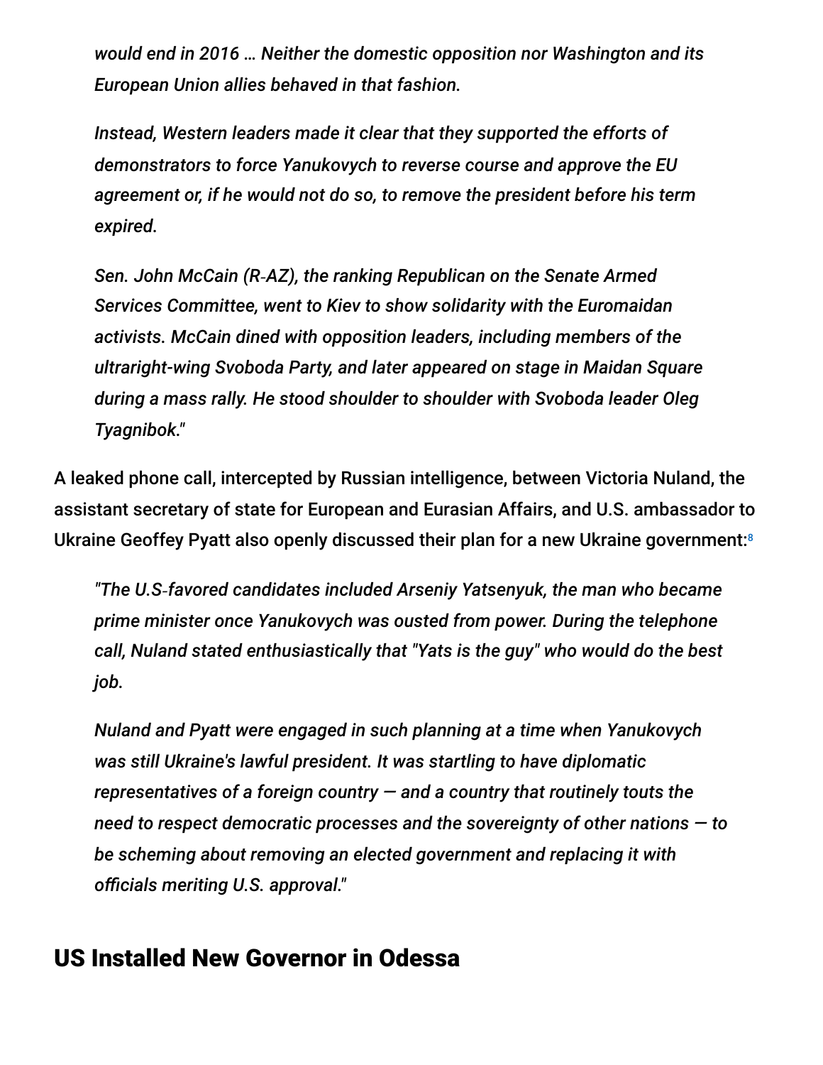> *would end in 2016 … Neither the domestic opposition nor Washington and its European Union allies behaved in that fashion.*
>
> *Instead, Western leaders made it clear that they supported the efforts of demonstrators to force Yanukovych to reverse course and approve the EU agreement or, if he would not do so, to remove the president before his term expired.*
>
> *Sen. John McCain (R-AZ), the ranking Republican on the Senate Armed Services Committee, went to Kiev to show solidarity with the Euromaidan activists. McCain dined with opposition leaders, including members of the ultraright-wing Svoboda Party, and later appeared on stage in Maidan Square during a mass rally. He stood shoulder to shoulder with Svoboda leader Oleg Tyagnibok."*

A leaked phone call, intercepted by Russian intelligence, between Victoria Nuland, the assistant secretary of state for European and Eurasian Affairs, and U.S. ambassador to Ukraine Geoffey Pyatt also openly discussed their plan for a new Ukraine government:[8]

> *"The U.S-favored candidates included Arseniy Yatsenyuk, the man who became prime minister once Yanukovych was ousted from power. During the telephone call, Nuland stated enthusiastically that "Yats is the guy" who would do the best job.*
>
> *Nuland and Pyatt were engaged in such planning at a time when Yanukovych was still Ukraine's lawful president. It was startling to have diplomatic representatives of a foreign country — and a country that routinely touts the need to respect democratic processes and the sovereignty of other nations — to be scheming about removing an elected government and replacing it with officials meriting U.S. approval."*

## US Installed New Governor in Odessa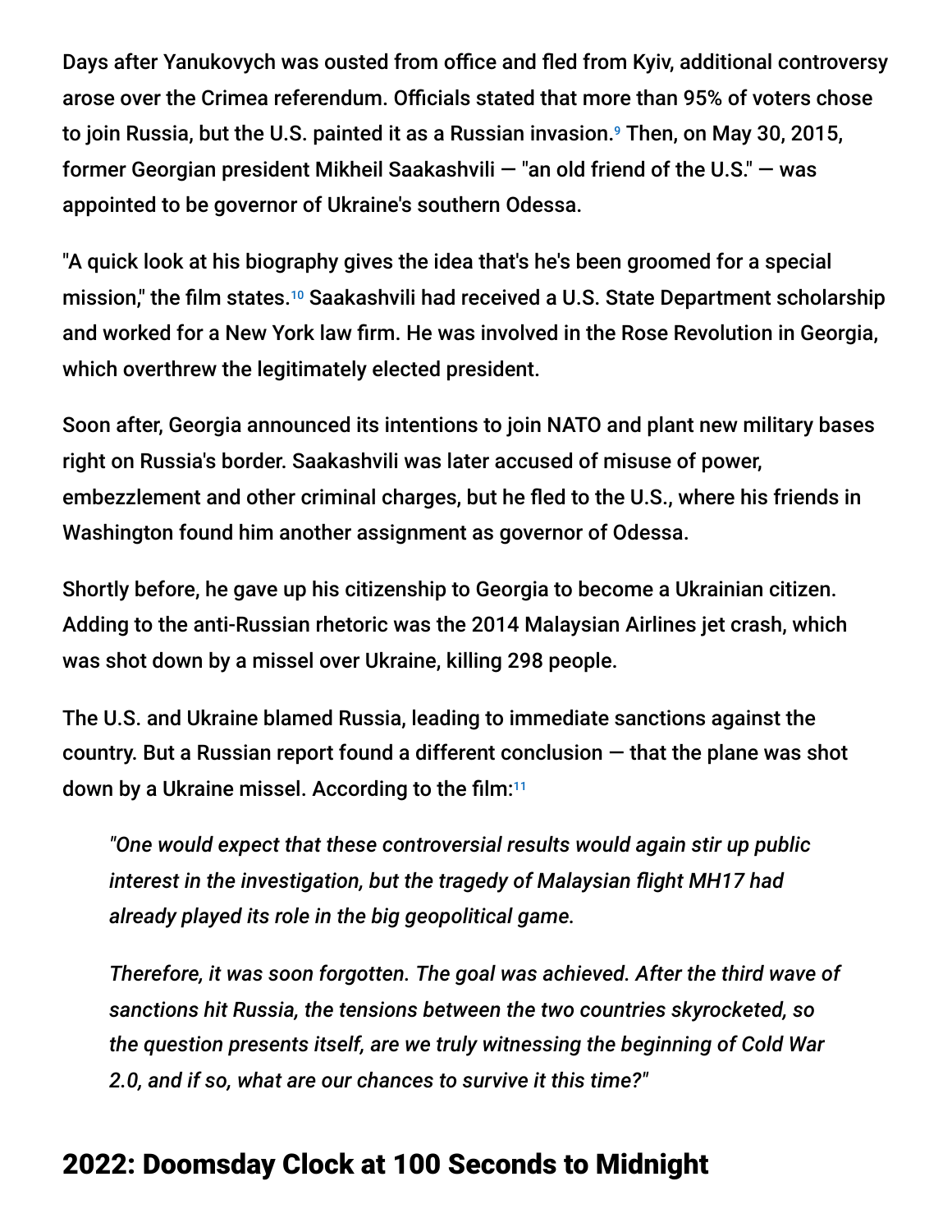Days after Yanukovych was ousted from office and fled from Kyiv, additional controversy arose over the Crimea referendum. Officials stated that more than 95% of voters chose to join Russia, but the U.S. painted it as a Russian invasion.[9] Then, on May 30, 2015, former Georgian president Mikheil Saakashvili — "an old friend of the U.S." — was appointed to be governor of Ukraine's southern Odessa.

"A quick look at his biography gives the idea that's he's been groomed for a special mission," the film states.[10] Saakashvili had received a U.S. State Department scholarship and worked for a New York law firm. He was involved in the Rose Revolution in Georgia, which overthrew the legitimately elected president.

Soon after, Georgia announced its intentions to join NATO and plant new military bases right on Russia's border. Saakashvili was later accused of misuse of power, embezzlement and other criminal charges, but he fled to the U.S., where his friends in Washington found him another assignment as governor of Odessa.

Shortly before, he gave up his citizenship to Georgia to become a Ukrainian citizen. Adding to the anti-Russian rhetoric was the 2014 Malaysian Airlines jet crash, which was shot down by a missel over Ukraine, killing 298 people.

The U.S. and Ukraine blamed Russia, leading to immediate sanctions against the country. But a Russian report found a different conclusion — that the plane was shot down by a Ukraine missel. According to the film:[11]

> *"One would expect that these controversial results would again stir up public interest in the investigation, but the tragedy of Malaysian flight MH17 had already played its role in the big geopolitical game.*
>
> *Therefore, it was soon forgotten. The goal was achieved. After the third wave of sanctions hit Russia, the tensions between the two countries skyrocketed, so the question presents itself, are we truly witnessing the beginning of Cold War 2.0, and if so, what are our chances to survive it this time?"*

## 2022: Doomsday Clock at 100 Seconds to Midnight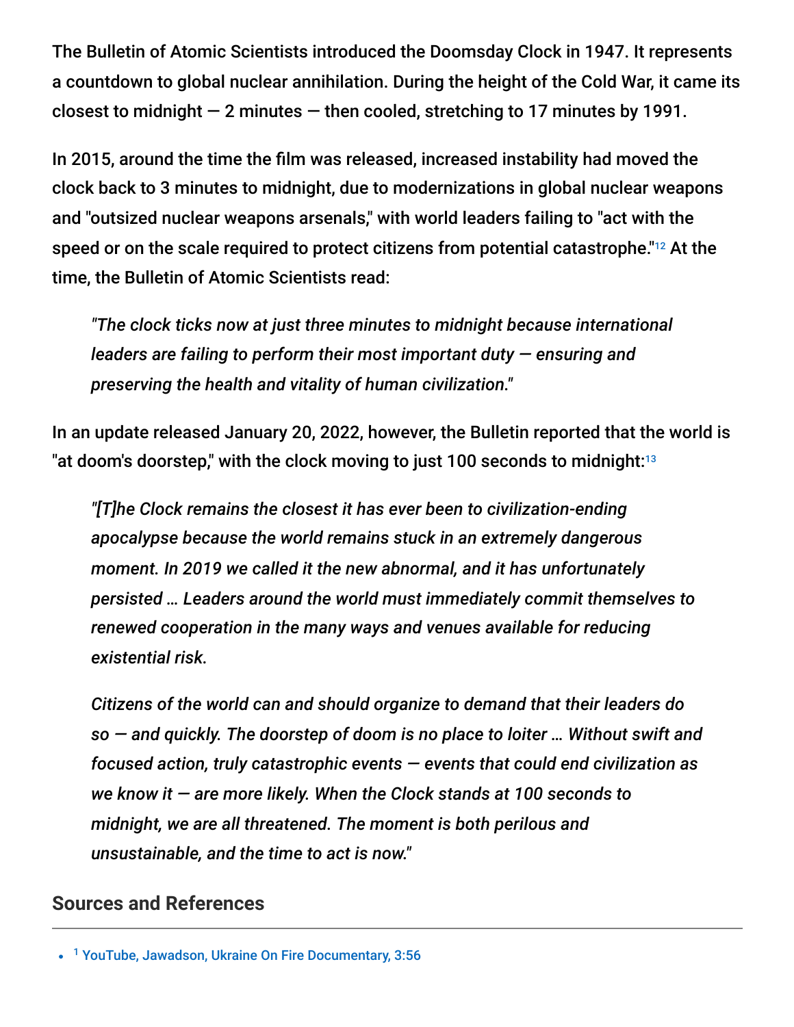The Bulletin of Atomic Scientists introduced the Doomsday Clock in 1947. It represents a countdown to global nuclear annihilation. During the height of the Cold War, it came its closest to midnight — 2 minutes — then cooled, stretching to 17 minutes by 1991.

In 2015, around the time the film was released, increased instability had moved the clock back to 3 minutes to midnight, due to modernizations in global nuclear weapons and "outsized nuclear weapons arsenals," with world leaders failing to "act with the speed or on the scale required to protect citizens from potential catastrophe."[12] At the time, the Bulletin of Atomic Scientists read:

> *"The clock ticks now at just three minutes to midnight because international leaders are failing to perform their most important duty — ensuring and preserving the health and vitality of human civilization."*

In an update released January 20, 2022, however, the Bulletin reported that the world is "at doom's doorstep," with the clock moving to just 100 seconds to midnight:[13]

> *"[T]he Clock remains the closest it has ever been to civilization-ending apocalypse because the world remains stuck in an extremely dangerous moment. In 2019 we called it the new abnormal, and it has unfortunately persisted … Leaders around the world must immediately commit themselves to renewed cooperation in the many ways and venues available for reducing existential risk.*
>
> *Citizens of the world can and should organize to demand that their leaders do so — and quickly. The doorstep of doom is no place to loiter … Without swift and focused action, truly catastrophic events — events that could end civilization as we know it — are more likely. When the Clock stands at 100 seconds to midnight, we are all threatened. The moment is both perilous and unsustainable, and the time to act is now."*

## Sources and References

- [1] YouTube, Jawadson, Ukraine On Fire Documentary, 3:56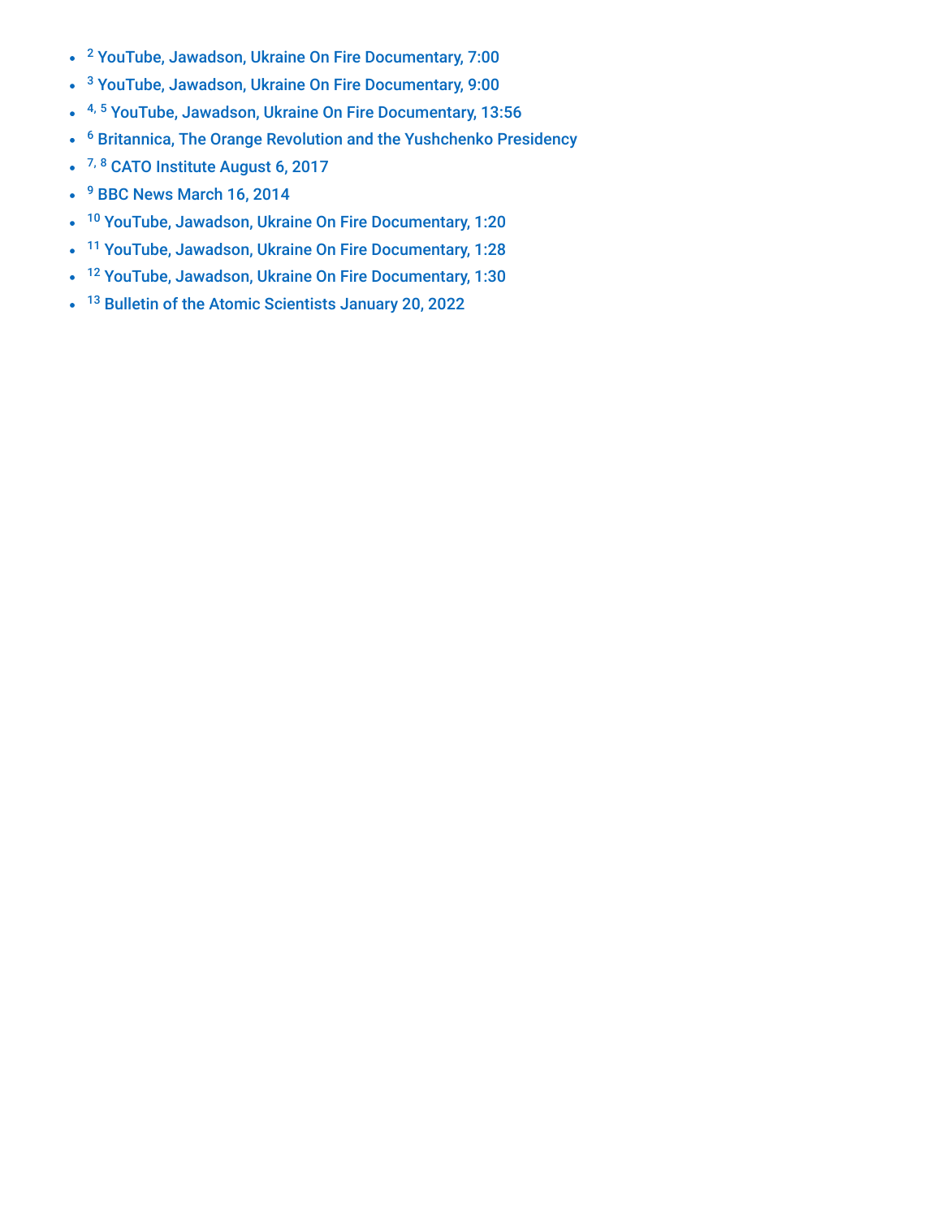- [2] YouTube, Jawadson, Ukraine On Fire Documentary, 7:00
- [3] YouTube, Jawadson, Ukraine On Fire Documentary, 9:00
- [4, 5] YouTube, Jawadson, Ukraine On Fire Documentary, 13:56
- [6] Britannica, The Orange Revolution and the Yushchenko Presidency
- [7, 8] CATO Institute August 6, 2017
- [9] BBC News March 16, 2014
- [10] YouTube, Jawadson, Ukraine On Fire Documentary, 1:20
- [11] YouTube, Jawadson, Ukraine On Fire Documentary, 1:28
- [12] YouTube, Jawadson, Ukraine On Fire Documentary, 1:30
- [13] Bulletin of the Atomic Scientists January 20, 2022